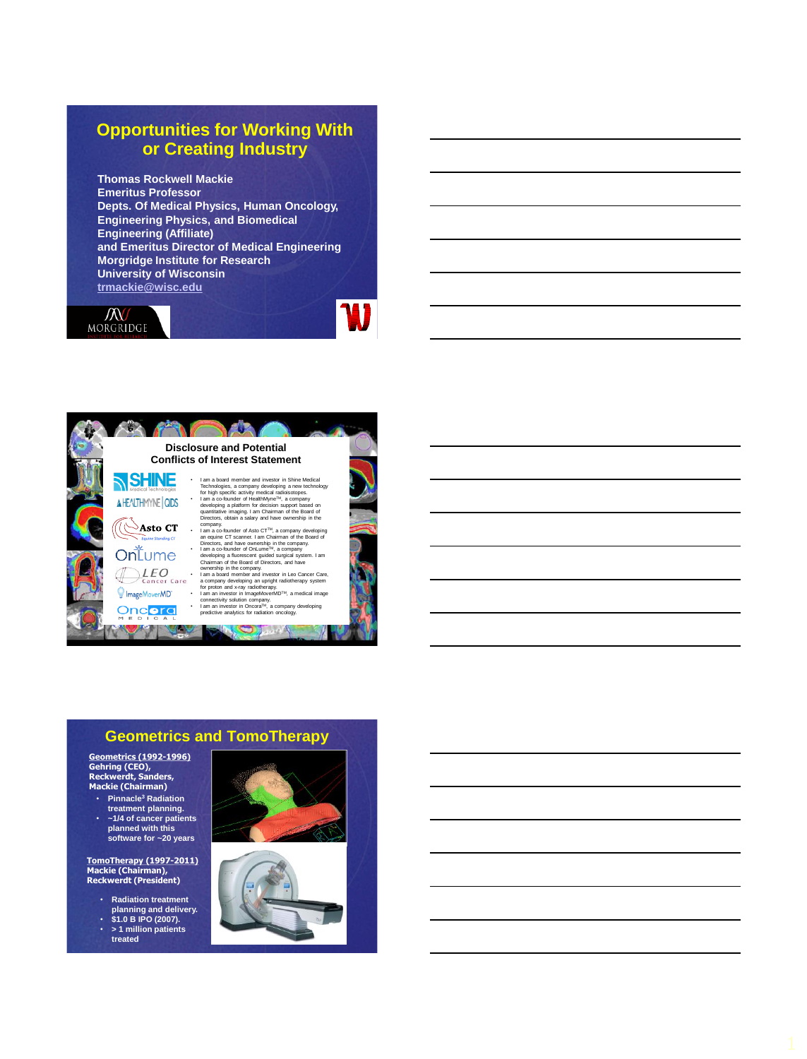# Opportunities for Working With or Creating Industry

**Thomas Rockwell Mackie**
**Emeritus Professor**
**Depts. Of Medical Physics, Human Oncology, Engineering Physics, and Biomedical Engineering (Affiliate)**
**and Emeritus Director of Medical Engineering**
**Morgridge Institute for Research**
**University of Wisconsin**
**trmackie@wisc.edu**

MORGRIDGE

---

## Disclosure and Potential Conflicts of Interest Statement

SHINE Medical Technologies
HEALTHMYNE | QIDS
Asto CT Equine Standing CT
OnLume
LEO Cancer Care
ImageMoverMD
Oncora MEDICAL

- I am a board member and investor in Shine Medical Technologies, a company developing a new technology for high specific activity medical radioisotopes.
- I am a co-founder of HealthMyne™, a company developing a platform for decision support based on quantitative imaging. I am Chairman of the Board of Directors, obtain a salary and have ownership in the company.
- I am a co-founder of Asto CT™, a company developing an equine CT scanner. I am Chairman of the Board of Directors, and have ownership in the company.
- I am a co-founder of OnLume™, a company developing a fluorescent guided surgical system. I am Chairman of the Board of Directors, and have ownership in the company.
- I am a board member and investor in Leo Cancer Care, a company developing an upright radiotherapy system for proton and x-ray radiotherapy.
- I am an investor in ImageMoverMD™, a medical image connectivity solution company.
- I am an investor in Oncora™, a company developing predictive analytics for radiation oncology.

---

## Geometrics and TomoTherapy

**Geometrics (1992-1996)**
**Gehring (CEO), Reckwerdt, Sanders, Mackie (Chairman)**

- **Pinnacle[3] Radiation treatment planning.**
- **~1/4 of cancer patients planned with this software for ~20 years**

**TomoTherapy (1997-2011)**
**Mackie (Chairman), Reckwerdt (President)**

- **Radiation treatment planning and delivery.**
- **$1.0 B IPO (2007).**
- **> 1 million patients treated**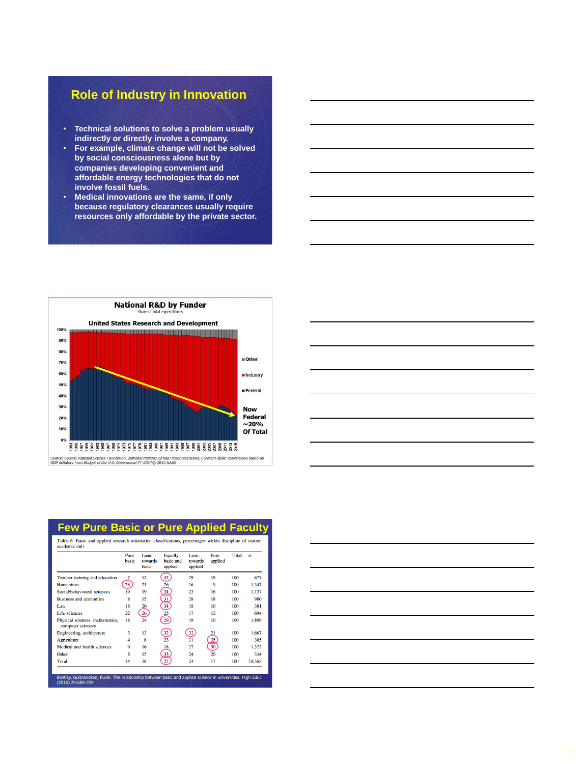## Role of Industry in Innovation

- Technical solutions to solve a problem usually indirectly or directly involve a company.
- For example, climate change will not be solved by social consciousness alone but by companies developing convenient and affordable energy technologies that do not involve fossil fuels.
- Medical innovations are the same, if only because regulatory clearances usually require resources only affordable by the private sector.

## National R&D by Funder

Share of total expenditures

United States Research and Development

Other

Industry

Federal

Now Federal ~20% Of Total

Source: Source: National Science Foundation, *National Patterns of R&D Resources* series. Constant-dollar conversions based on GDP deflators from *Budget of the U.S. Government FY 2017* © 2016 AAAS

## Few Pure Basic or Pure Applied Faculty

Table 6 Basic and applied research orientation classifications, percentages within discipline of current academic unit

| | Pure basic | Lean. towards basic | Equally basic and applied | Lean. towards applied | Pure applied | Total | n |
|---|---|---|---|---|---|---|---|
| Teacher training and education | 7 | 12 | 32 | 29 | 19 | 100 | 677 |
| Humanities | 28 | 21 | 26 | 16 | 9 | 100 | 1,347 |
| Social/behavioural sciences | 19 | 19 | 24 | 23 | 16 | 100 | 1,127 |
| Business and economics | 8 | 15 | 31 | 28 | 18 | 100 | 980 |
| Law | 18 | 20 | 34 | 18 | 10 | 100 | 301 |
| Life sciences | 22 | 26 | 23 | 17 | 12 | 100 | 694 |
| Physical sciences, mathematics, computer sciences | 18 | 24 | 29 | 19 | 10 | 100 | 1,809 |
| Engineering, architecture | 3 | 13 | 32 | 32 | 21 | 100 | 1,667 |
| Agriculture | 4 | 8 | 23 | 31 | 35 | 100 | 305 |
| Medical and health sciences | 9 | 16 | 18 | 27 | 30 | 100 | 1,322 |
| Other | 8 | 15 | 33 | 24 | 20 | 100 | 334 |
| Total | 14 | 18 | 27 | 24 | 17 | 100 | 10,563 |

Bentley, Gulbrandsen, Kuvik. The relationship between basic and applied science in universities. High Educ (2015) 70:689-709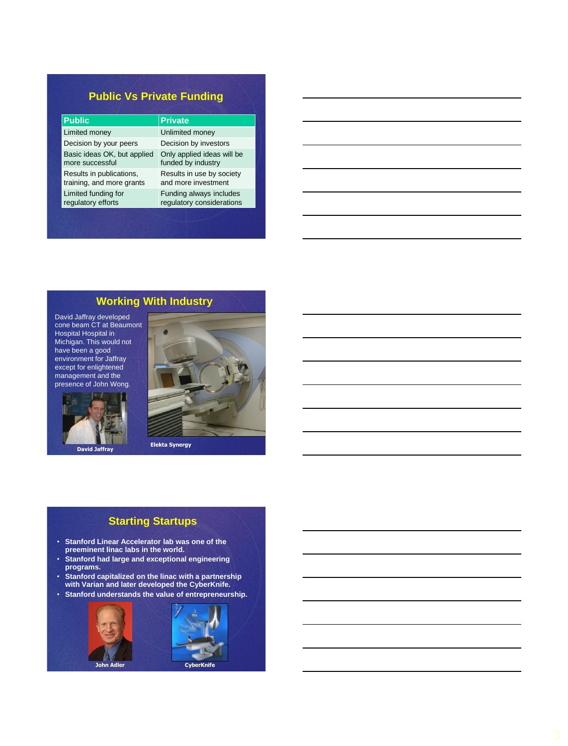## Public Vs Private Funding

| Public | Private |
|---|---|
| Limited money | Unlimited money |
| Decision by your peers | Decision by investors |
| Basic ideas OK, but applied more successful | Only applied ideas will be funded by industry |
| Results in publications, training, and more grants | Results in use by society and more investment |
| Limited funding for regulatory efforts | Funding always includes regulatory considerations |

## Working With Industry

David Jaffray developed cone beam CT at Beaumont Hospital Hospital in Michigan. This would not have been a good environment for Jaffray except for enlightened management and the presence of John Wong.

David Jaffray

Elekta Synergy

## Starting Startups

- Stanford Linear Accelerator lab was one of the preeminent linac labs in the world.
- Stanford had large and exceptional engineering programs.
- Stanford capitalized on the linac with a partnership with Varian and later developed the CyberKnife.
- Stanford understands the value of entrepreneurship.

John Adler

CyberKnife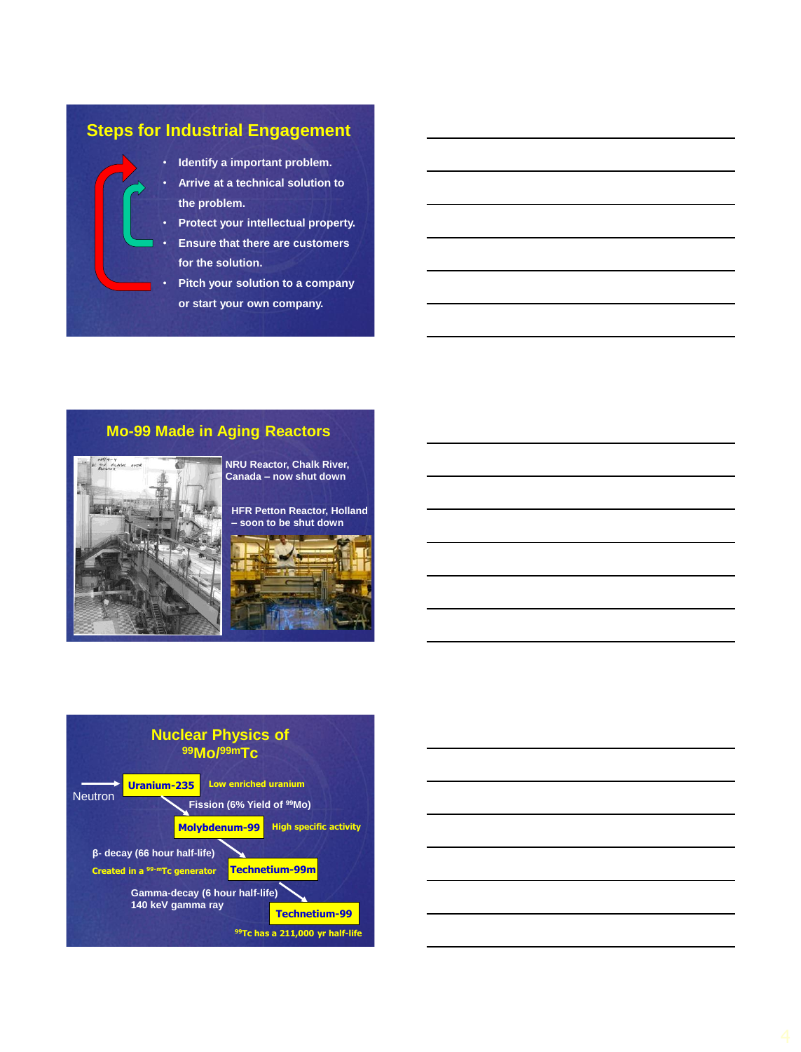## Steps for Industrial Engagement

- Identify a important problem.
- Arrive at a technical solution to the problem.
- Protect your intellectual property.
- Ensure that there are customers for the solution.
- Pitch your solution to a company or start your own company.

## Mo-99 Made in Aging Reactors

NRU Reactor, Chalk River, Canada – now shut down

HFR Petton Reactor, Holland – soon to be shut down

## Nuclear Physics of $^{99}$Mo/$^{99m}$Tc

Neutron → **Uranium-235** — Low enriched uranium

Fission (6% Yield of $^{99}$Mo)

**Molybdenum-99** — High specific activity

β- decay (66 hour half-life)

Created in a $^{99m}$Tc generator

**Technetium-99m**

Gamma-decay (6 hour half-life)
140 keV gamma ray

**Technetium-99**

$^{99}$Tc has a 211,000 yr half-life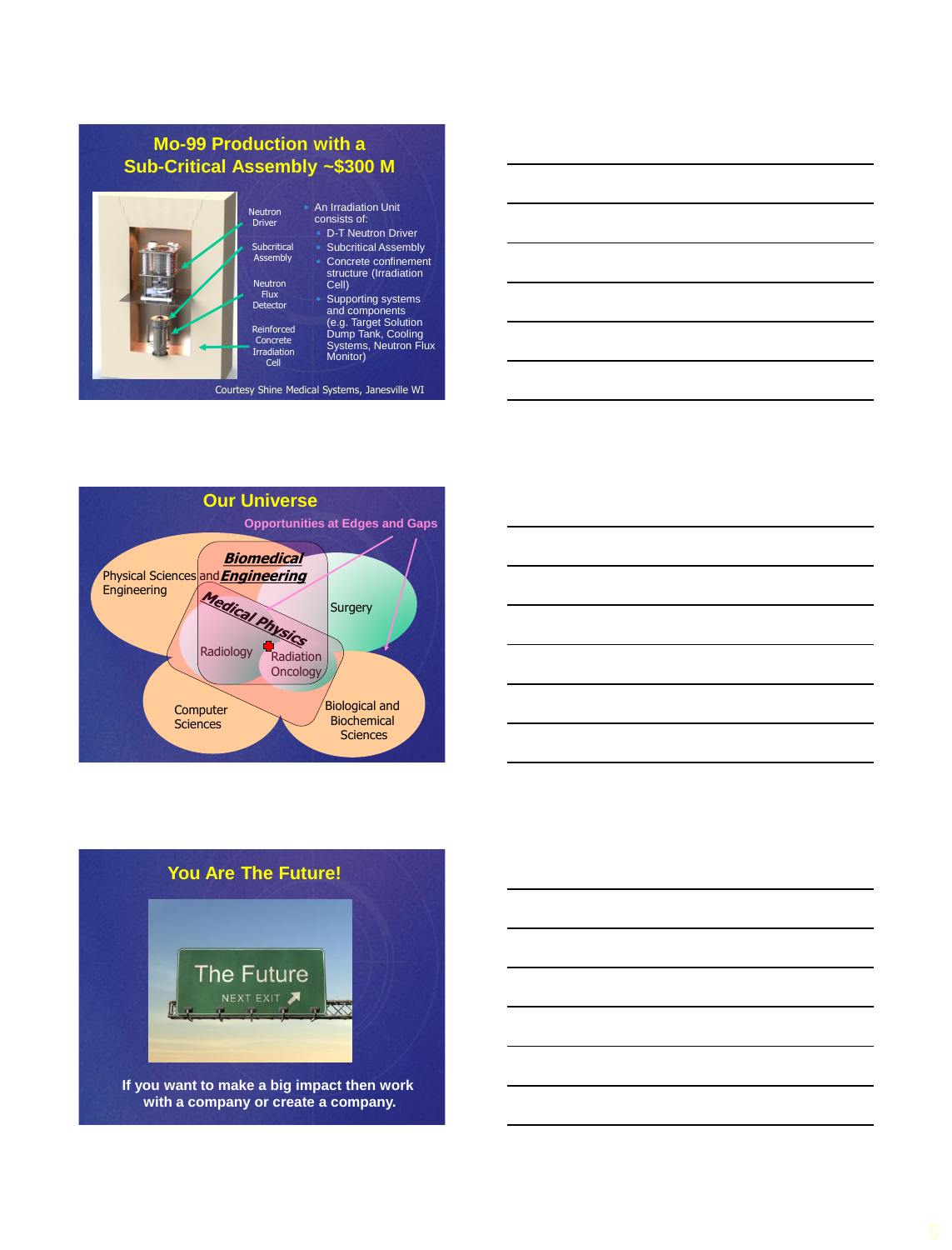## Mo-99 Production with a Sub-Critical Assembly ~$300 M

Neutron Driver

Subcritical Assembly

Neutron Flux Detector

Reinforced Concrete Irradiation Cell

- An Irradiation Unit consists of:
  - D-T Neutron Driver
  - Subcritical Assembly
  - Concrete confinement structure (Irradiation Cell)
  - Supporting systems and components (e.g. Target Solution Dump Tank, Cooling Systems, Neutron Flux Monitor)

Courtesy Shine Medical Systems, Janesville WI

## Our Universe

Opportunities at Edges and Gaps

Physical Sciences and Engineering

***Biomedical Engineering***

***Medical Physics***

Surgery

Radiology

Radiation Oncology

Computer Sciences

Biological and Biochemical Sciences

## You Are The Future!

The Future

NEXT EXIT

**If you want to make a big impact then work with a company or create a company.**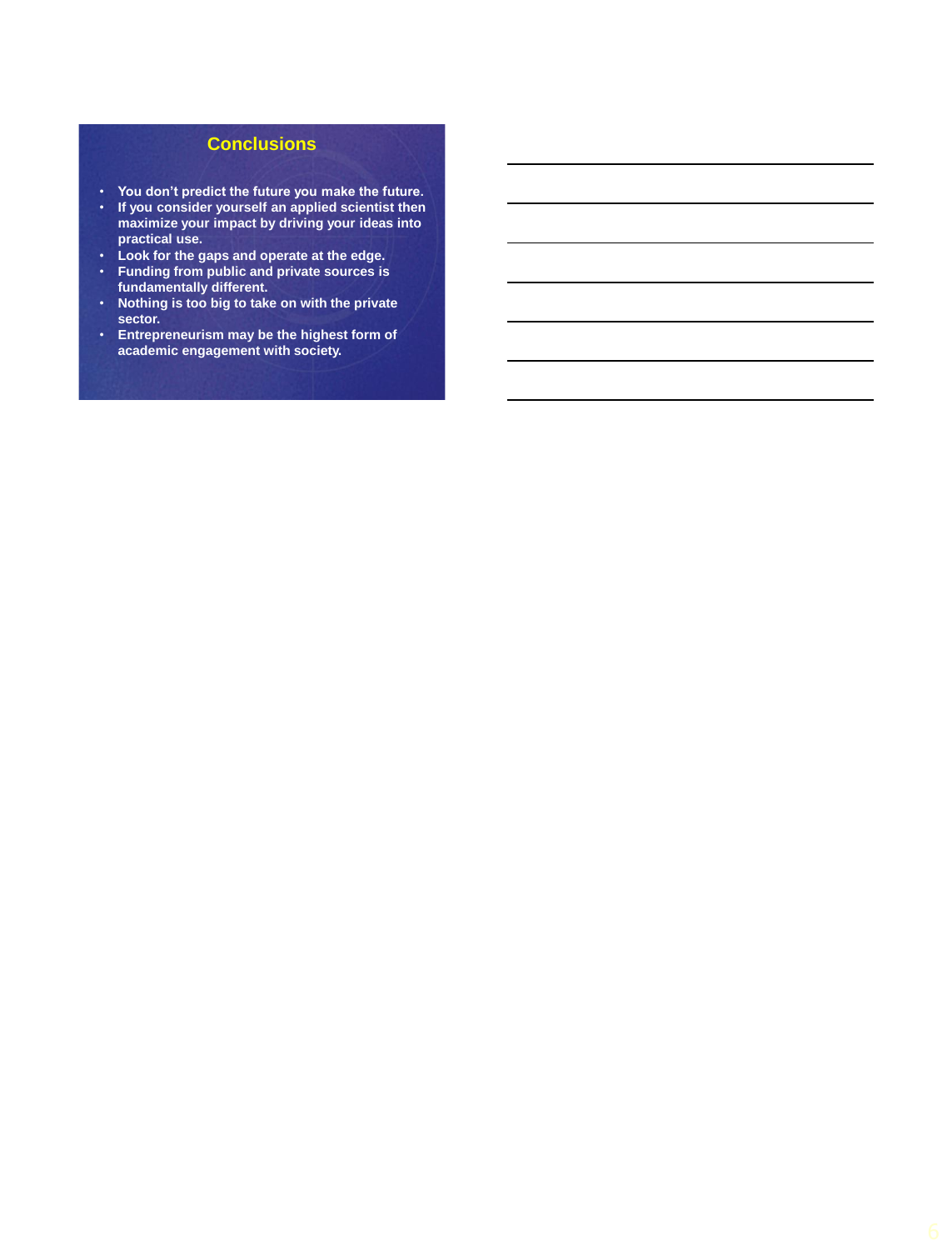## Conclusions

- You don't predict the future you make the future.
- If you consider yourself an applied scientist then maximize your impact by driving your ideas into practical use.
- Look for the gaps and operate at the edge.
- Funding from public and private sources is fundamentally different.
- Nothing is too big to take on with the private sector.
- Entrepreneurism may be the highest form of academic engagement with society.